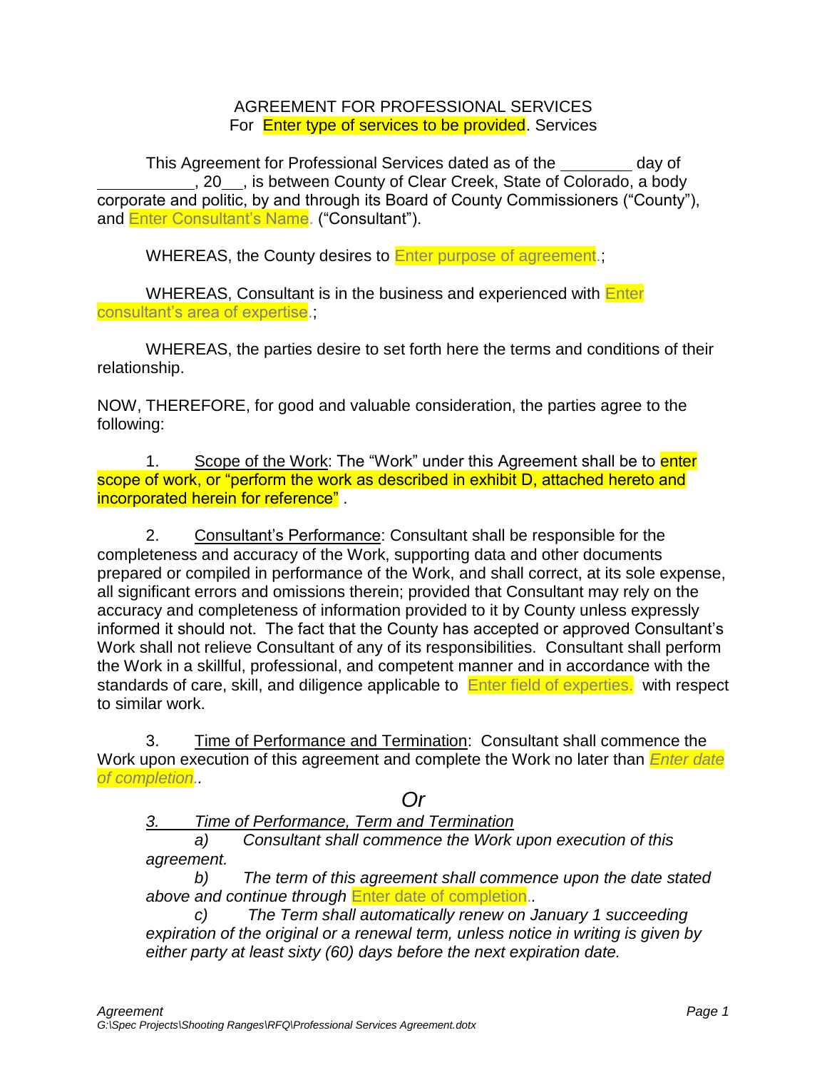AGREEMENT FOR PROFESSIONAL SERVICES
For Enter type of services to be provided. Services

This Agreement for Professional Services dated as of the ________ day of ___________, 20__, is between County of Clear Creek, State of Colorado, a body corporate and politic, by and through its Board of County Commissioners ("County"), and Enter Consultant's Name. ("Consultant").

WHEREAS, the County desires to Enter purpose of agreement.;

WHEREAS, Consultant is in the business and experienced with Enter consultant's area of expertise.;

WHEREAS, the parties desire to set forth here the terms and conditions of their relationship.

NOW, THEREFORE, for good and valuable consideration, the parties agree to the following:

1. Scope of the Work: The "Work" under this Agreement shall be to enter scope of work, or "perform the work as described in exhibit D, attached hereto and incorporated herein for reference" .

2. Consultant's Performance: Consultant shall be responsible for the completeness and accuracy of the Work, supporting data and other documents prepared or compiled in performance of the Work, and shall correct, at its sole expense, all significant errors and omissions therein; provided that Consultant may rely on the accuracy and completeness of information provided to it by County unless expressly informed it should not. The fact that the County has accepted or approved Consultant's Work shall not relieve Consultant of any of its responsibilities. Consultant shall perform the Work in a skillful, professional, and competent manner and in accordance with the standards of care, skill, and diligence applicable to Enter field of experties. with respect to similar work.

3. Time of Performance and Termination: Consultant shall commence the Work upon execution of this agreement and complete the Work no later than *Enter date of completion*..

*Or*

*3. Time of Performance, Term and Termination*

*a) Consultant shall commence the Work upon execution of this agreement.*

*b) The term of this agreement shall commence upon the date stated above and continue through* Enter date of completion..

*c) The Term shall automatically renew on January 1 succeeding expiration of the original or a renewal term, unless notice in writing is given by either party at least sixty (60) days before the next expiration date.*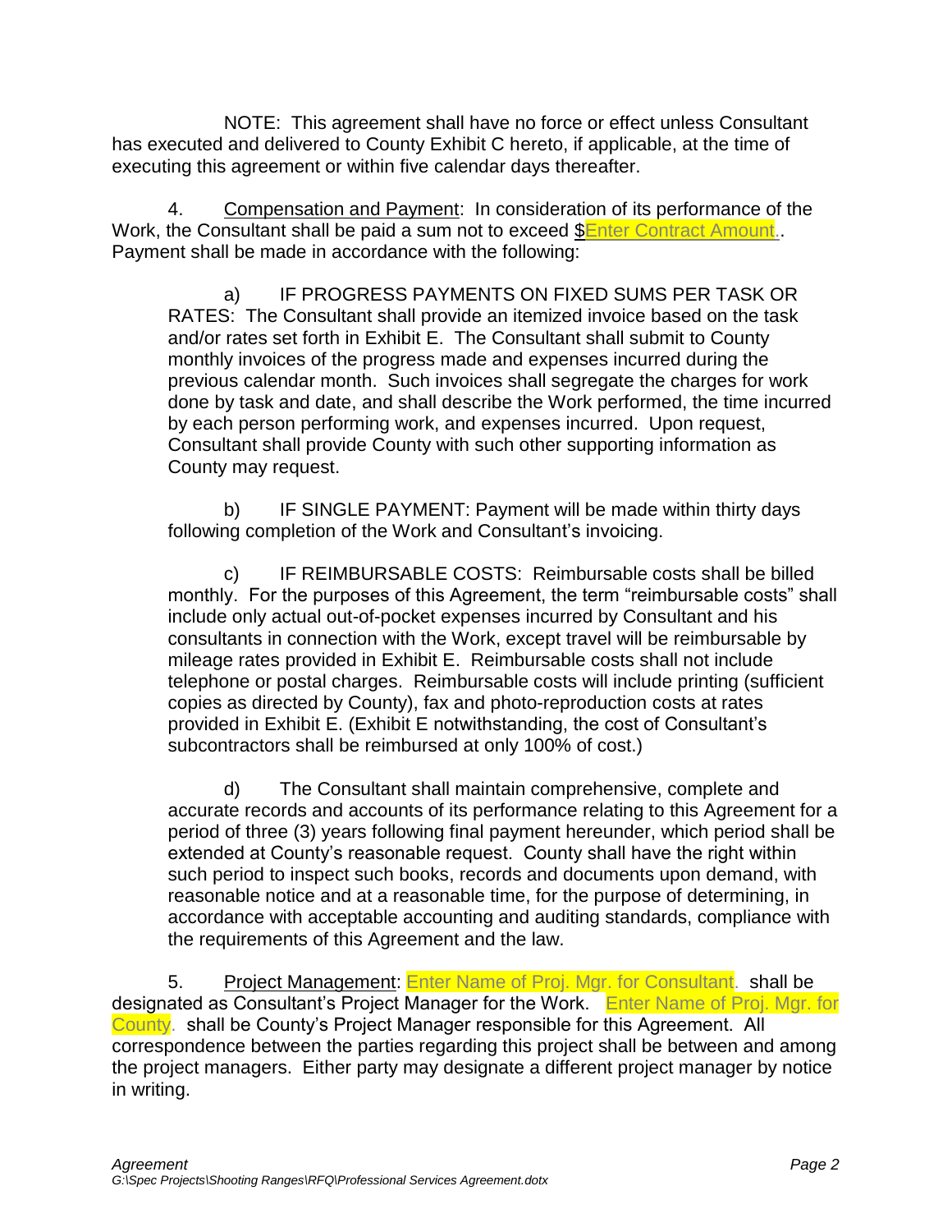NOTE: This agreement shall have no force or effect unless Consultant has executed and delivered to County Exhibit C hereto, if applicable, at the time of executing this agreement or within five calendar days thereafter.

4. Compensation and Payment: In consideration of its performance of the Work, the Consultant shall be paid a sum not to exceed $Enter Contract Amount.. Payment shall be made in accordance with the following:

a) IF PROGRESS PAYMENTS ON FIXED SUMS PER TASK OR RATES: The Consultant shall provide an itemized invoice based on the task and/or rates set forth in Exhibit E. The Consultant shall submit to County monthly invoices of the progress made and expenses incurred during the previous calendar month. Such invoices shall segregate the charges for work done by task and date, and shall describe the Work performed, the time incurred by each person performing work, and expenses incurred. Upon request, Consultant shall provide County with such other supporting information as County may request.

b) IF SINGLE PAYMENT: Payment will be made within thirty days following completion of the Work and Consultant's invoicing.

c) IF REIMBURSABLE COSTS: Reimbursable costs shall be billed monthly. For the purposes of this Agreement, the term "reimbursable costs" shall include only actual out-of-pocket expenses incurred by Consultant and his consultants in connection with the Work, except travel will be reimbursable by mileage rates provided in Exhibit E. Reimbursable costs shall not include telephone or postal charges. Reimbursable costs will include printing (sufficient copies as directed by County), fax and photo-reproduction costs at rates provided in Exhibit E. (Exhibit E notwithstanding, the cost of Consultant's subcontractors shall be reimbursed at only 100% of cost.)

d) The Consultant shall maintain comprehensive, complete and accurate records and accounts of its performance relating to this Agreement for a period of three (3) years following final payment hereunder, which period shall be extended at County's reasonable request. County shall have the right within such period to inspect such books, records and documents upon demand, with reasonable notice and at a reasonable time, for the purpose of determining, in accordance with acceptable accounting and auditing standards, compliance with the requirements of this Agreement and the law.

5. Project Management: Enter Name of Proj. Mgr. for Consultant. shall be designated as Consultant's Project Manager for the Work. Enter Name of Proj. Mgr. for County. shall be County's Project Manager responsible for this Agreement. All correspondence between the parties regarding this project shall be between and among the project managers. Either party may designate a different project manager by notice in writing.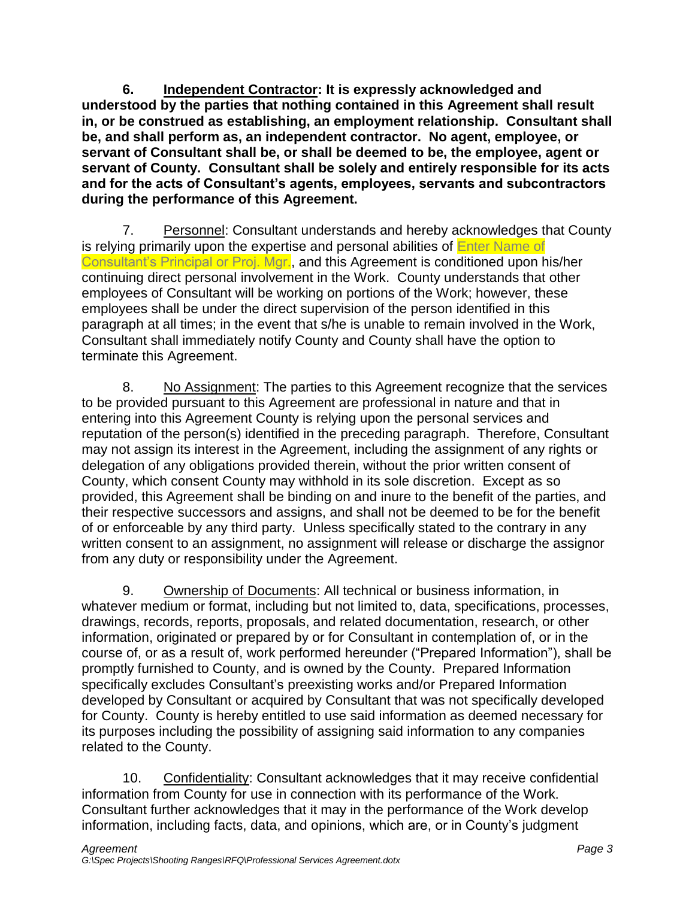**6. Independent Contractor: It is expressly acknowledged and understood by the parties that nothing contained in this Agreement shall result in, or be construed as establishing, an employment relationship. Consultant shall be, and shall perform as, an independent contractor. No agent, employee, or servant of Consultant shall be, or shall be deemed to be, the employee, agent or servant of County. Consultant shall be solely and entirely responsible for its acts and for the acts of Consultant's agents, employees, servants and subcontractors during the performance of this Agreement.**

7. Personnel: Consultant understands and hereby acknowledges that County is relying primarily upon the expertise and personal abilities of Enter Name of Consultant's Principal or Proj. Mgr., and this Agreement is conditioned upon his/her continuing direct personal involvement in the Work. County understands that other employees of Consultant will be working on portions of the Work; however, these employees shall be under the direct supervision of the person identified in this paragraph at all times; in the event that s/he is unable to remain involved in the Work, Consultant shall immediately notify County and County shall have the option to terminate this Agreement.

8. No Assignment: The parties to this Agreement recognize that the services to be provided pursuant to this Agreement are professional in nature and that in entering into this Agreement County is relying upon the personal services and reputation of the person(s) identified in the preceding paragraph. Therefore, Consultant may not assign its interest in the Agreement, including the assignment of any rights or delegation of any obligations provided therein, without the prior written consent of County, which consent County may withhold in its sole discretion. Except as so provided, this Agreement shall be binding on and inure to the benefit of the parties, and their respective successors and assigns, and shall not be deemed to be for the benefit of or enforceable by any third party. Unless specifically stated to the contrary in any written consent to an assignment, no assignment will release or discharge the assignor from any duty or responsibility under the Agreement.

9. Ownership of Documents: All technical or business information, in whatever medium or format, including but not limited to, data, specifications, processes, drawings, records, reports, proposals, and related documentation, research, or other information, originated or prepared by or for Consultant in contemplation of, or in the course of, or as a result of, work performed hereunder ("Prepared Information"), shall be promptly furnished to County, and is owned by the County. Prepared Information specifically excludes Consultant's preexisting works and/or Prepared Information developed by Consultant or acquired by Consultant that was not specifically developed for County. County is hereby entitled to use said information as deemed necessary for its purposes including the possibility of assigning said information to any companies related to the County.

10. Confidentiality: Consultant acknowledges that it may receive confidential information from County for use in connection with its performance of the Work. Consultant further acknowledges that it may in the performance of the Work develop information, including facts, data, and opinions, which are, or in County's judgment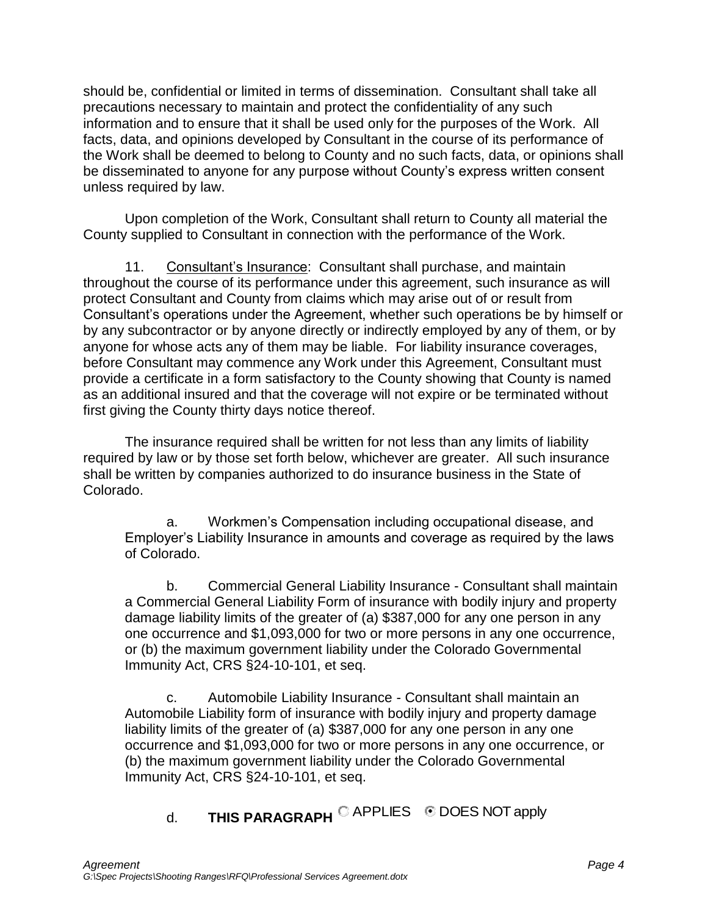should be, confidential or limited in terms of dissemination. Consultant shall take all precautions necessary to maintain and protect the confidentiality of any such information and to ensure that it shall be used only for the purposes of the Work. All facts, data, and opinions developed by Consultant in the course of its performance of the Work shall be deemed to belong to County and no such facts, data, or opinions shall be disseminated to anyone for any purpose without County's express written consent unless required by law.

Upon completion of the Work, Consultant shall return to County all material the County supplied to Consultant in connection with the performance of the Work.

11. Consultant's Insurance: Consultant shall purchase, and maintain throughout the course of its performance under this agreement, such insurance as will protect Consultant and County from claims which may arise out of or result from Consultant's operations under the Agreement, whether such operations be by himself or by any subcontractor or by anyone directly or indirectly employed by any of them, or by anyone for whose acts any of them may be liable. For liability insurance coverages, before Consultant may commence any Work under this Agreement, Consultant must provide a certificate in a form satisfactory to the County showing that County is named as an additional insured and that the coverage will not expire or be terminated without first giving the County thirty days notice thereof.

The insurance required shall be written for not less than any limits of liability required by law or by those set forth below, whichever are greater. All such insurance shall be written by companies authorized to do insurance business in the State of Colorado.

a. Workmen's Compensation including occupational disease, and Employer's Liability Insurance in amounts and coverage as required by the laws of Colorado.

b. Commercial General Liability Insurance - Consultant shall maintain a Commercial General Liability Form of insurance with bodily injury and property damage liability limits of the greater of (a) $387,000 for any one person in any one occurrence and $1,093,000 for two or more persons in any one occurrence, or (b) the maximum government liability under the Colorado Governmental Immunity Act, CRS §24-10-101, et seq.

c. Automobile Liability Insurance - Consultant shall maintain an Automobile Liability form of insurance with bodily injury and property damage liability limits of the greater of (a) $387,000 for any one person in any one occurrence and $1,093,000 for two or more persons in any one occurrence, or (b) the maximum government liability under the Colorado Governmental Immunity Act, CRS §24-10-101, et seq.

d. **THIS PARAGRAPH** ○ APPLIES ◉ DOES NOT apply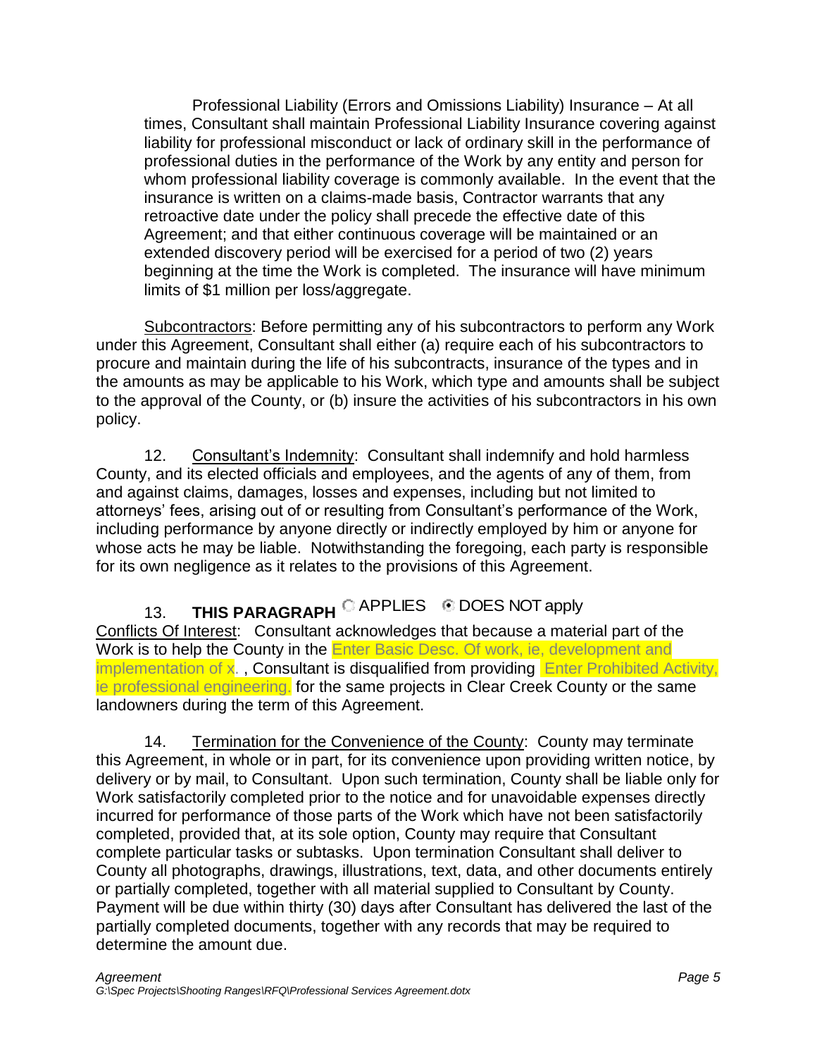Professional Liability (Errors and Omissions Liability) Insurance – At all times, Consultant shall maintain Professional Liability Insurance covering against liability for professional misconduct or lack of ordinary skill in the performance of professional duties in the performance of the Work by any entity and person for whom professional liability coverage is commonly available. In the event that the insurance is written on a claims-made basis, Contractor warrants that any retroactive date under the policy shall precede the effective date of this Agreement; and that either continuous coverage will be maintained or an extended discovery period will be exercised for a period of two (2) years beginning at the time the Work is completed. The insurance will have minimum limits of $1 million per loss/aggregate.

Subcontractors: Before permitting any of his subcontractors to perform any Work under this Agreement, Consultant shall either (a) require each of his subcontractors to procure and maintain during the life of his subcontracts, insurance of the types and in the amounts as may be applicable to his Work, which type and amounts shall be subject to the approval of the County, or (b) insure the activities of his subcontractors in his own policy.

12. Consultant's Indemnity: Consultant shall indemnify and hold harmless County, and its elected officials and employees, and the agents of any of them, from and against claims, damages, losses and expenses, including but not limited to attorneys' fees, arising out of or resulting from Consultant's performance of the Work, including performance by anyone directly or indirectly employed by him or anyone for whose acts he may be liable. Notwithstanding the foregoing, each party is responsible for its own negligence as it relates to the provisions of this Agreement.

13. **THIS PARAGRAPH** ○ APPLIES ◉ DOES NOT apply

Conflicts Of Interest: Consultant acknowledges that because a material part of the Work is to help the County in the Enter Basic Desc. Of work, ie, development and implementation of x. , Consultant is disqualified from providing Enter Prohibited Activity, ie professional engineering. for the same projects in Clear Creek County or the same landowners during the term of this Agreement.

14. Termination for the Convenience of the County: County may terminate this Agreement, in whole or in part, for its convenience upon providing written notice, by delivery or by mail, to Consultant. Upon such termination, County shall be liable only for Work satisfactorily completed prior to the notice and for unavoidable expenses directly incurred for performance of those parts of the Work which have not been satisfactorily completed, provided that, at its sole option, County may require that Consultant complete particular tasks or subtasks. Upon termination Consultant shall deliver to County all photographs, drawings, illustrations, text, data, and other documents entirely or partially completed, together with all material supplied to Consultant by County. Payment will be due within thirty (30) days after Consultant has delivered the last of the partially completed documents, together with any records that may be required to determine the amount due.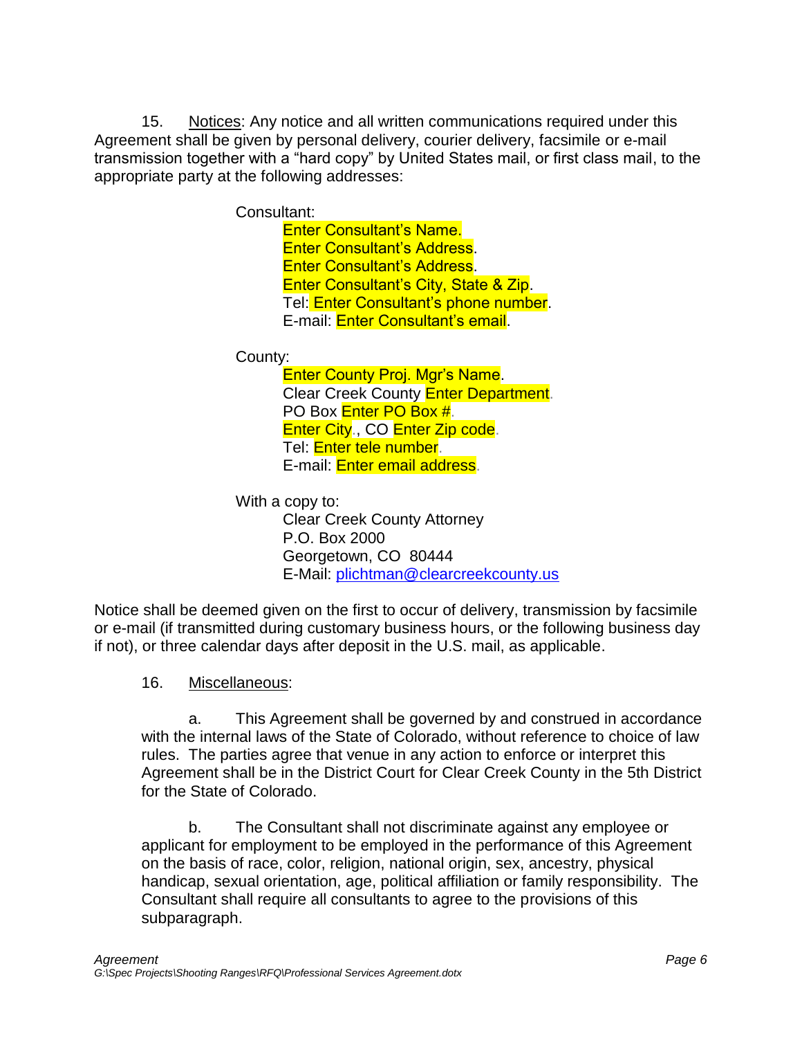15. Notices: Any notice and all written communications required under this Agreement shall be given by personal delivery, courier delivery, facsimile or e-mail transmission together with a "hard copy" by United States mail, or first class mail, to the appropriate party at the following addresses:

Consultant:
Enter Consultant's Name.
Enter Consultant's Address.
Enter Consultant's Address.
Enter Consultant's City, State & Zip.
Tel: Enter Consultant's phone number.
E-mail: Enter Consultant's email.

County:
Enter County Proj. Mgr's Name.
Clear Creek County Enter Department.
PO Box Enter PO Box #.
Enter City., CO Enter Zip code.
Tel: Enter tele number.
E-mail: Enter email address.

With a copy to:
Clear Creek County Attorney
P.O. Box 2000
Georgetown, CO 80444
E-Mail: plichtman@clearcreekcounty.us

Notice shall be deemed given on the first to occur of delivery, transmission by facsimile or e-mail (if transmitted during customary business hours, or the following business day if not), or three calendar days after deposit in the U.S. mail, as applicable.

16. Miscellaneous:

a. This Agreement shall be governed by and construed in accordance with the internal laws of the State of Colorado, without reference to choice of law rules. The parties agree that venue in any action to enforce or interpret this Agreement shall be in the District Court for Clear Creek County in the 5th District for the State of Colorado.

b. The Consultant shall not discriminate against any employee or applicant for employment to be employed in the performance of this Agreement on the basis of race, color, religion, national origin, sex, ancestry, physical handicap, sexual orientation, age, political affiliation or family responsibility. The Consultant shall require all consultants to agree to the provisions of this subparagraph.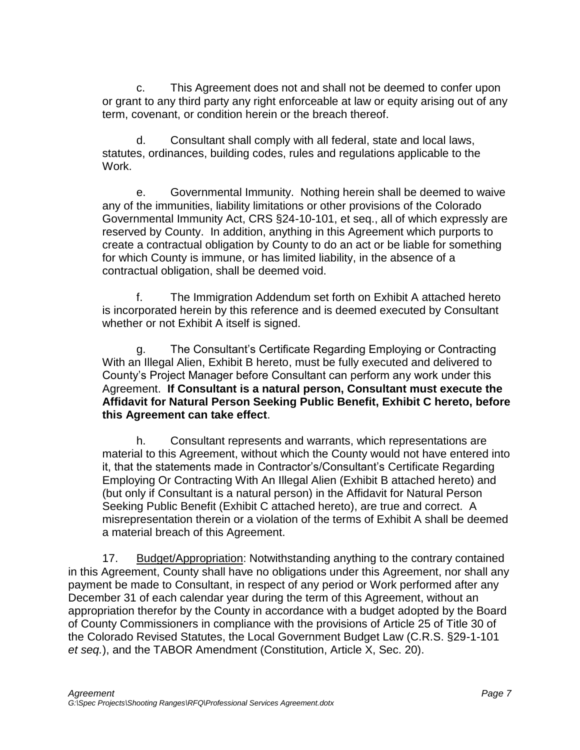c. This Agreement does not and shall not be deemed to confer upon or grant to any third party any right enforceable at law or equity arising out of any term, covenant, or condition herein or the breach thereof.

d. Consultant shall comply with all federal, state and local laws, statutes, ordinances, building codes, rules and regulations applicable to the Work.

e. Governmental Immunity. Nothing herein shall be deemed to waive any of the immunities, liability limitations or other provisions of the Colorado Governmental Immunity Act, CRS §24-10-101, et seq., all of which expressly are reserved by County. In addition, anything in this Agreement which purports to create a contractual obligation by County to do an act or be liable for something for which County is immune, or has limited liability, in the absence of a contractual obligation, shall be deemed void.

f. The Immigration Addendum set forth on Exhibit A attached hereto is incorporated herein by this reference and is deemed executed by Consultant whether or not Exhibit A itself is signed.

g. The Consultant's Certificate Regarding Employing or Contracting With an Illegal Alien, Exhibit B hereto, must be fully executed and delivered to County's Project Manager before Consultant can perform any work under this Agreement. **If Consultant is a natural person, Consultant must execute the Affidavit for Natural Person Seeking Public Benefit, Exhibit C hereto, before this Agreement can take effect**.

h. Consultant represents and warrants, which representations are material to this Agreement, without which the County would not have entered into it, that the statements made in Contractor's/Consultant's Certificate Regarding Employing Or Contracting With An Illegal Alien (Exhibit B attached hereto) and (but only if Consultant is a natural person) in the Affidavit for Natural Person Seeking Public Benefit (Exhibit C attached hereto), are true and correct. A misrepresentation therein or a violation of the terms of Exhibit A shall be deemed a material breach of this Agreement.

17. Budget/Appropriation: Notwithstanding anything to the contrary contained in this Agreement, County shall have no obligations under this Agreement, nor shall any payment be made to Consultant, in respect of any period or Work performed after any December 31 of each calendar year during the term of this Agreement, without an appropriation therefor by the County in accordance with a budget adopted by the Board of County Commissioners in compliance with the provisions of Article 25 of Title 30 of the Colorado Revised Statutes, the Local Government Budget Law (C.R.S. §29-1-101 *et seq.*), and the TABOR Amendment (Constitution, Article X, Sec. 20).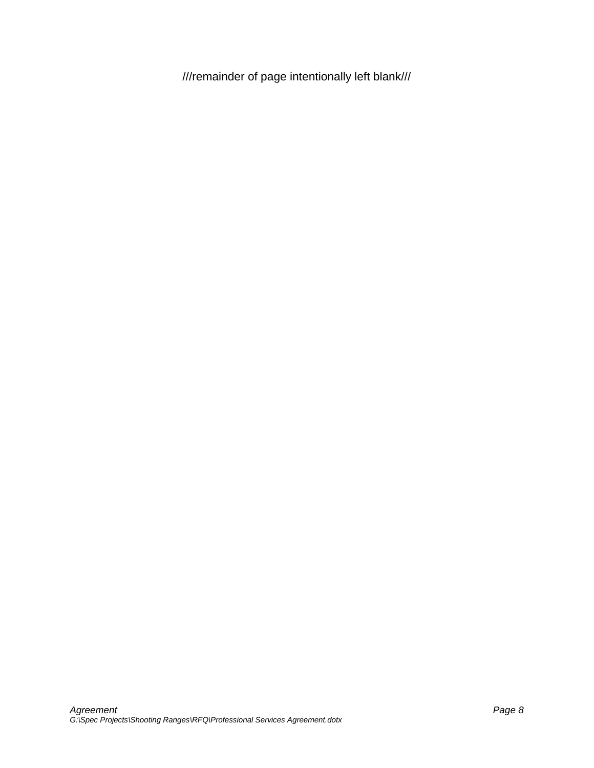///remainder of page intentionally left blank///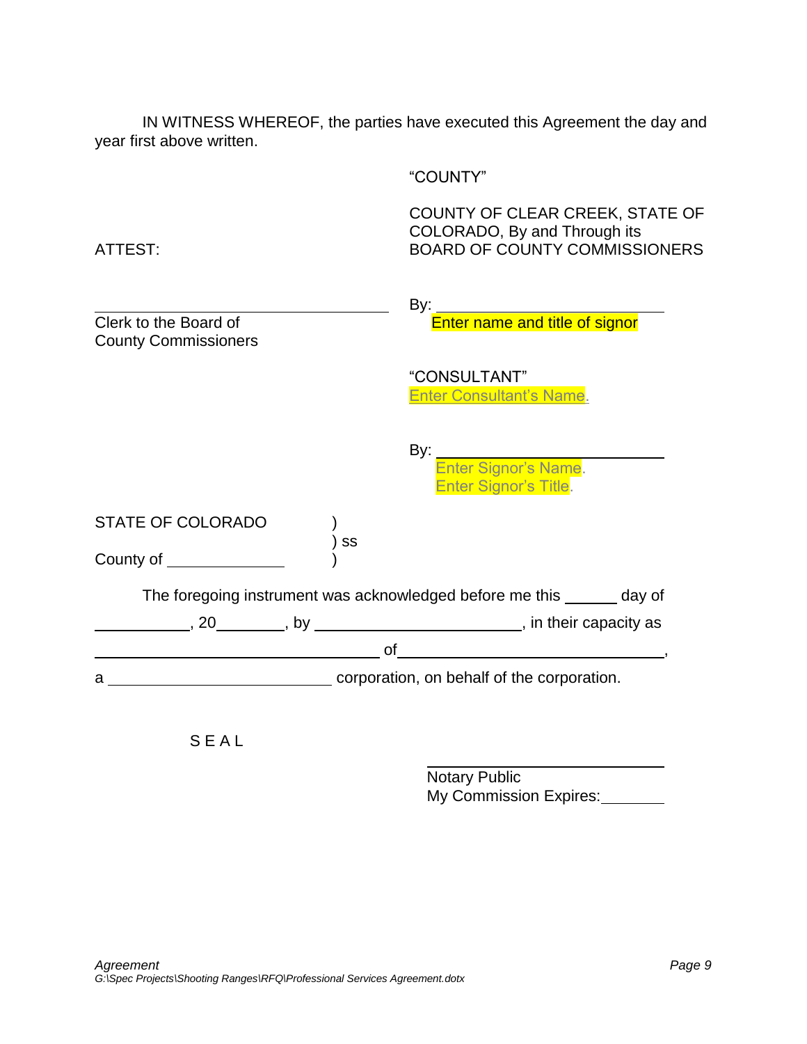IN WITNESS WHEREOF, the parties have executed this Agreement the day and year first above written.

"COUNTY"

ATTEST:

COUNTY OF CLEAR CREEK, STATE OF COLORADO, By and Through its BOARD OF COUNTY COMMISSIONERS

\_\_\_\_\_\_\_\_\_\_\_\_\_\_\_\_\_\_\_\_\_\_\_\_\_\_\_\_\_\_
Clerk to the Board of
County Commissioners

By: \_\_\_\_\_\_\_\_\_\_\_\_\_\_\_\_\_\_\_\_\_\_\_\_\_\_\_\_
Enter name and title of signor

"CONSULTANT"
Enter Consultant's Name.

By: \_\_\_\_\_\_\_\_\_\_\_\_\_\_\_\_\_\_\_\_\_\_\_\_\_\_\_\_
Enter Signor's Name.
Enter Signor's Title.

STATE OF COLORADO )
) ss
County of \_\_\_\_\_\_\_\_\_\_\_\_ )

The foregoing instrument was acknowledged before me this \_\_\_\_\_\_ day of \_\_\_\_\_\_\_\_\_\_\_, 20\_\_\_\_\_\_\_\_, by \_\_\_\_\_\_\_\_\_\_\_\_\_\_\_\_\_\_\_\_\_\_\_\_, in their capacity as \_\_\_\_\_\_\_\_\_\_\_\_\_\_\_\_\_\_\_\_\_\_\_\_\_\_\_\_\_\_ of \_\_\_\_\_\_\_\_\_\_\_\_\_\_\_\_\_\_\_\_\_\_\_\_\_\_\_\_\_\_, a \_\_\_\_\_\_\_\_\_\_\_\_\_\_\_\_\_\_\_\_\_\_\_\_ corporation, on behalf of the corporation.

S E A L

\_\_\_\_\_\_\_\_\_\_\_\_\_\_\_\_\_\_\_\_\_\_\_\_\_\_\_\_
Notary Public
My Commission Expires:\_\_\_\_\_\_\_\_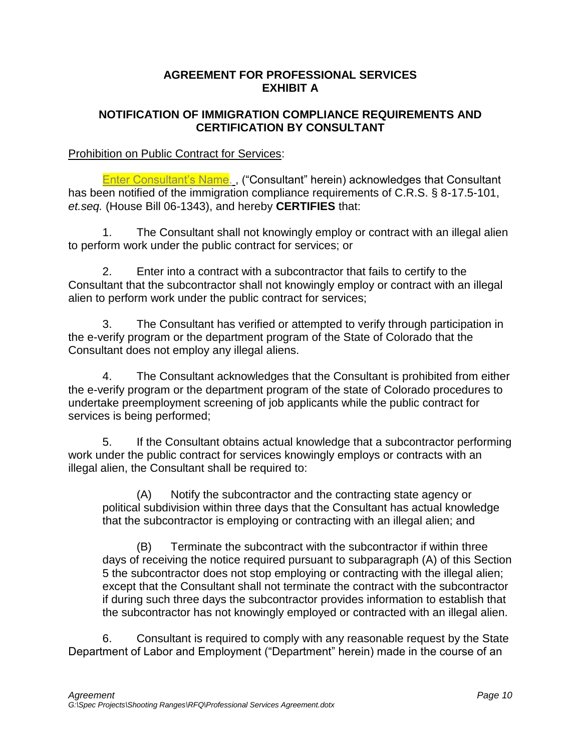**AGREEMENT FOR PROFESSIONAL SERVICES**
**EXHIBIT A**

**NOTIFICATION OF IMMIGRATION COMPLIANCE REQUIREMENTS AND CERTIFICATION BY CONSULTANT**

Prohibition on Public Contract for Services:

Enter Consultant's Name. , ("Consultant" herein) acknowledges that Consultant has been notified of the immigration compliance requirements of C.R.S. § 8-17.5-101, *et.seq.* (House Bill 06-1343), and hereby **CERTIFIES** that:

1. The Consultant shall not knowingly employ or contract with an illegal alien to perform work under the public contract for services; or

2. Enter into a contract with a subcontractor that fails to certify to the Consultant that the subcontractor shall not knowingly employ or contract with an illegal alien to perform work under the public contract for services;

3. The Consultant has verified or attempted to verify through participation in the e-verify program or the department program of the State of Colorado that the Consultant does not employ any illegal aliens.

4. The Consultant acknowledges that the Consultant is prohibited from either the e-verify program or the department program of the state of Colorado procedures to undertake preemployment screening of job applicants while the public contract for services is being performed;

5. If the Consultant obtains actual knowledge that a subcontractor performing work under the public contract for services knowingly employs or contracts with an illegal alien, the Consultant shall be required to:

   (A) Notify the subcontractor and the contracting state agency or political subdivision within three days that the Consultant has actual knowledge that the subcontractor is employing or contracting with an illegal alien; and

   (B) Terminate the subcontract with the subcontractor if within three days of receiving the notice required pursuant to subparagraph (A) of this Section 5 the subcontractor does not stop employing or contracting with the illegal alien; except that the Consultant shall not terminate the contract with the subcontractor if during such three days the subcontractor provides information to establish that the subcontractor has not knowingly employed or contracted with an illegal alien.

6. Consultant is required to comply with any reasonable request by the State Department of Labor and Employment ("Department" herein) made in the course of an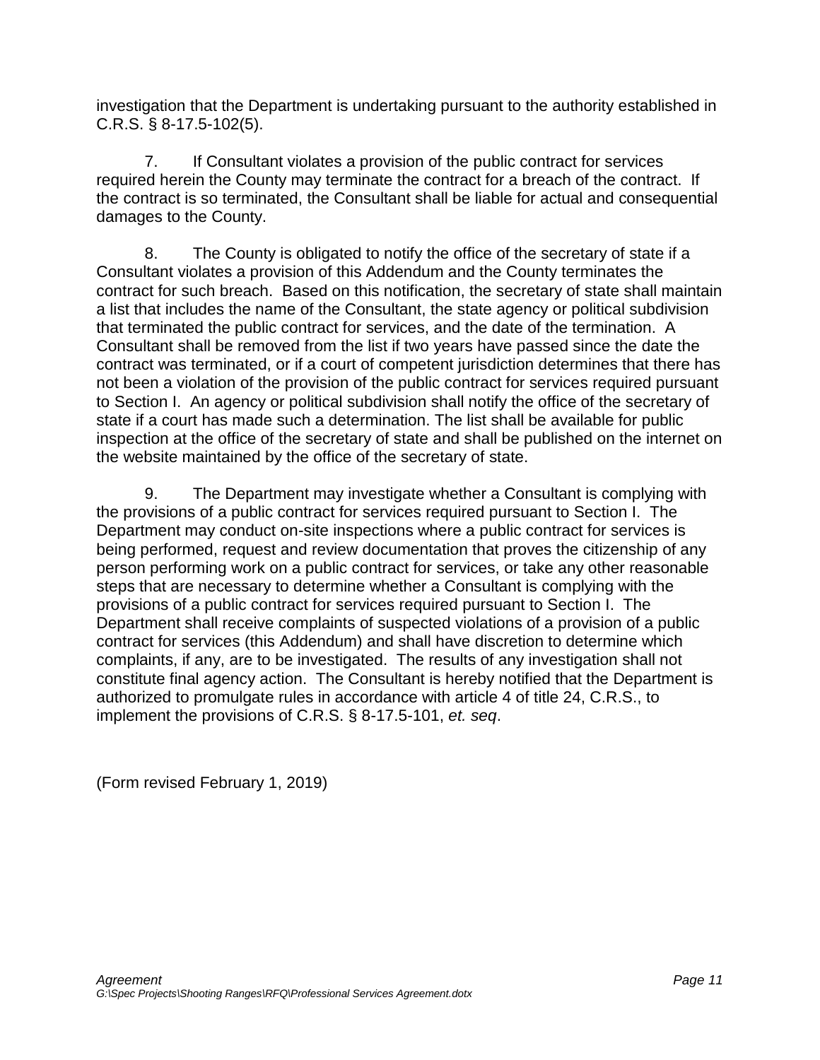investigation that the Department is undertaking pursuant to the authority established in C.R.S. § 8-17.5-102(5).

7. If Consultant violates a provision of the public contract for services required herein the County may terminate the contract for a breach of the contract. If the contract is so terminated, the Consultant shall be liable for actual and consequential damages to the County.

8. The County is obligated to notify the office of the secretary of state if a Consultant violates a provision of this Addendum and the County terminates the contract for such breach. Based on this notification, the secretary of state shall maintain a list that includes the name of the Consultant, the state agency or political subdivision that terminated the public contract for services, and the date of the termination. A Consultant shall be removed from the list if two years have passed since the date the contract was terminated, or if a court of competent jurisdiction determines that there has not been a violation of the provision of the public contract for services required pursuant to Section I. An agency or political subdivision shall notify the office of the secretary of state if a court has made such a determination. The list shall be available for public inspection at the office of the secretary of state and shall be published on the internet on the website maintained by the office of the secretary of state.

9. The Department may investigate whether a Consultant is complying with the provisions of a public contract for services required pursuant to Section I. The Department may conduct on-site inspections where a public contract for services is being performed, request and review documentation that proves the citizenship of any person performing work on a public contract for services, or take any other reasonable steps that are necessary to determine whether a Consultant is complying with the provisions of a public contract for services required pursuant to Section I. The Department shall receive complaints of suspected violations of a provision of a public contract for services (this Addendum) and shall have discretion to determine which complaints, if any, are to be investigated. The results of any investigation shall not constitute final agency action. The Consultant is hereby notified that the Department is authorized to promulgate rules in accordance with article 4 of title 24, C.R.S., to implement the provisions of C.R.S. § 8-17.5-101, *et. seq*.

(Form revised February 1, 2019)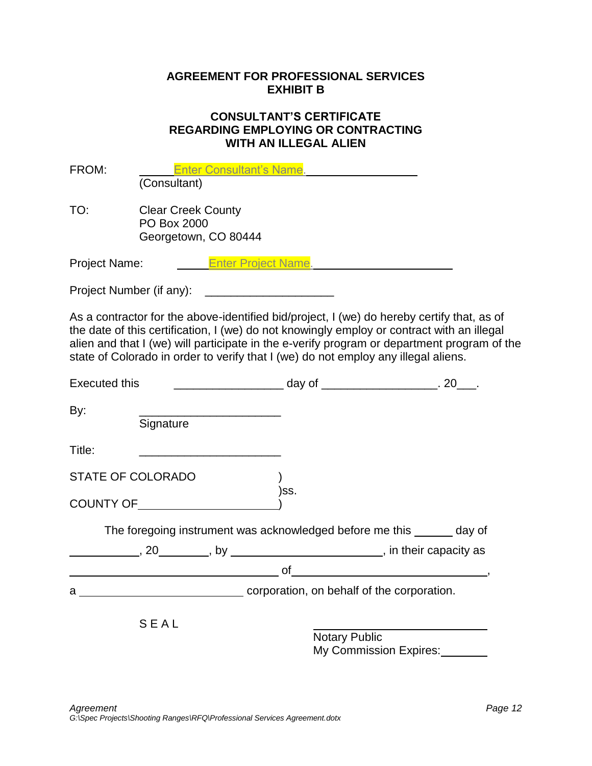**AGREEMENT FOR PROFESSIONAL SERVICES**
**EXHIBIT B**

**CONSULTANT'S CERTIFICATE**
**REGARDING EMPLOYING OR CONTRACTING**
**WITH AN ILLEGAL ALIEN**

FROM: Enter Consultant's Name.
(Consultant)

TO: Clear Creek County
PO Box 2000
Georgetown, CO 80444

Project Name: Enter Project Name.

Project Number (if any): ____________________

As a contractor for the above-identified bid/project, I (we) do hereby certify that, as of the date of this certification, I (we) do not knowingly employ or contract with an illegal alien and that I (we) will participate in the e-verify program or department program of the state of Colorado in order to verify that I (we) do not employ any illegal aliens.

Executed this _________________ day of __________________. 20___.

By: ______________________
Signature

Title: ______________________

STATE OF COLORADO )
)ss.
COUNTY OF______________________)

The foregoing instrument was acknowledged before me this ______ day of ___________, 20________, by ________________________, in their capacity as ________________________________ of ________________________________, a __________________________ corporation, on behalf of the corporation.

SEAL

____________________________
Notary Public
My Commission Expires:________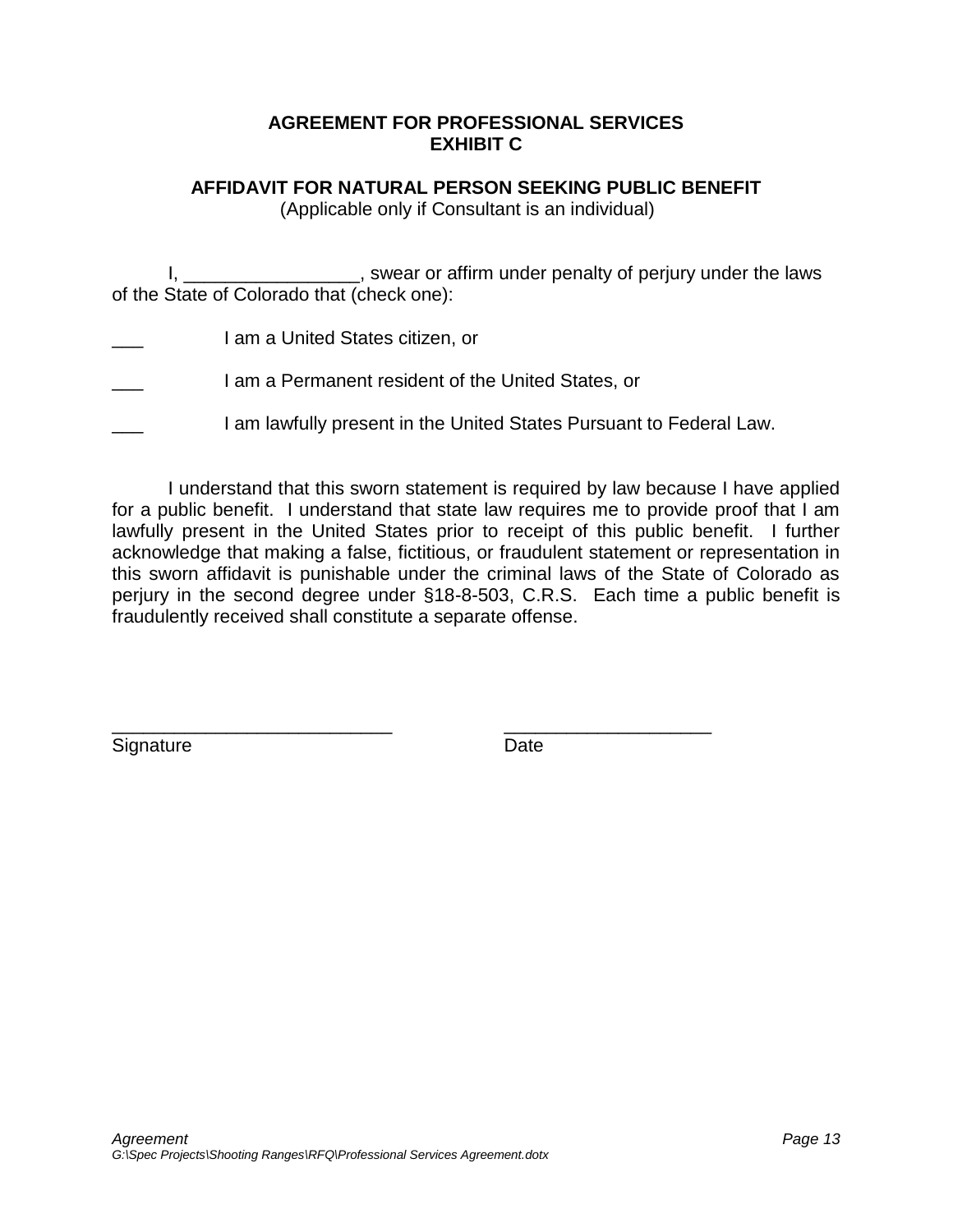**AGREEMENT FOR PROFESSIONAL SERVICES**
**EXHIBIT C**

**AFFIDAVIT FOR NATURAL PERSON SEEKING PUBLIC BENEFIT**
(Applicable only if Consultant is an individual)

I, ________________, swear or affirm under penalty of perjury under the laws of the State of Colorado that (check one):

___ I am a United States citizen, or

___ I am a Permanent resident of the United States, or

___ I am lawfully present in the United States Pursuant to Federal Law.

I understand that this sworn statement is required by law because I have applied for a public benefit. I understand that state law requires me to provide proof that I am lawfully present in the United States prior to receipt of this public benefit. I further acknowledge that making a false, fictitious, or fraudulent statement or representation in this sworn affidavit is punishable under the criminal laws of the State of Colorado as perjury in the second degree under §18-8-503, C.R.S. Each time a public benefit is fraudulently received shall constitute a separate offense.

__________________________ ____________________
Signature Date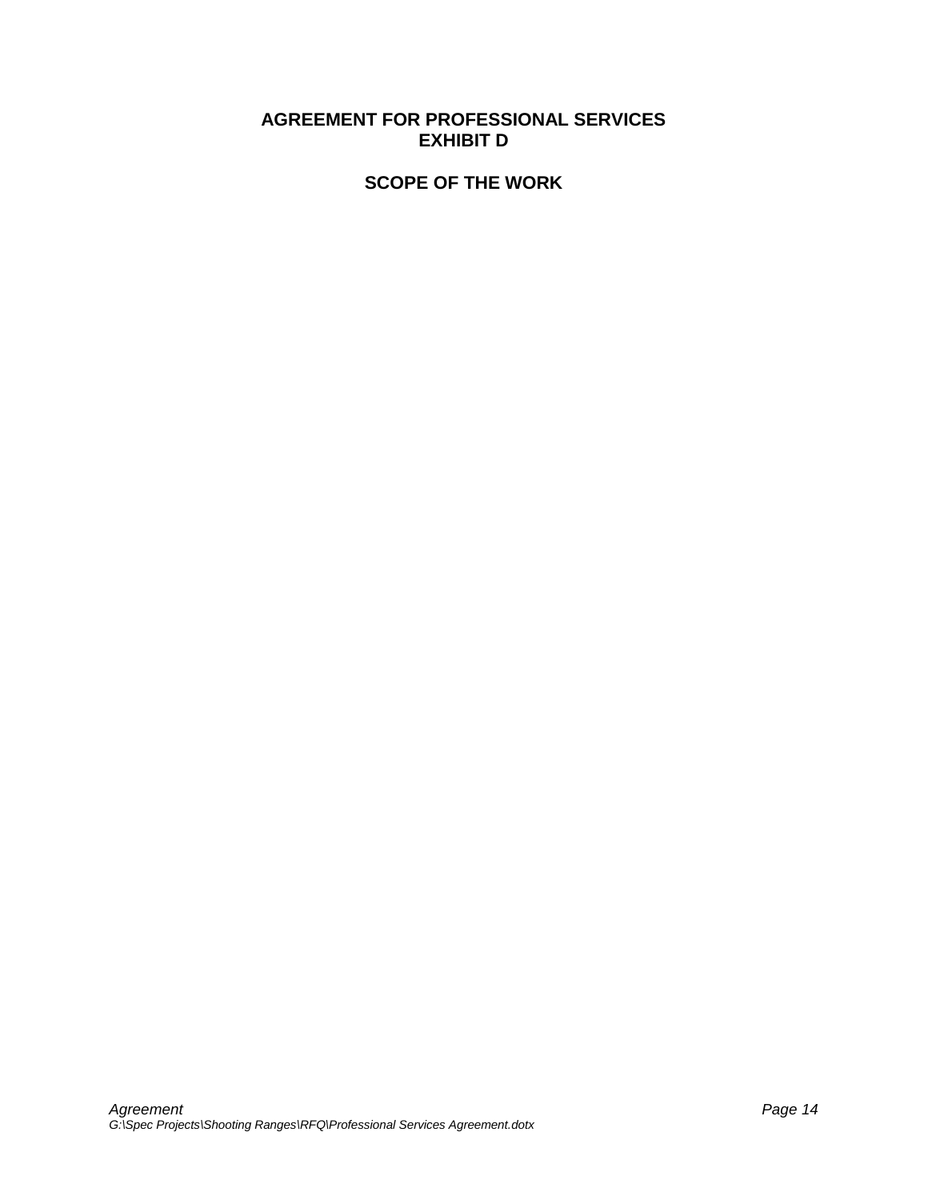# AGREEMENT FOR PROFESSIONAL SERVICES
## EXHIBIT D

## SCOPE OF THE WORK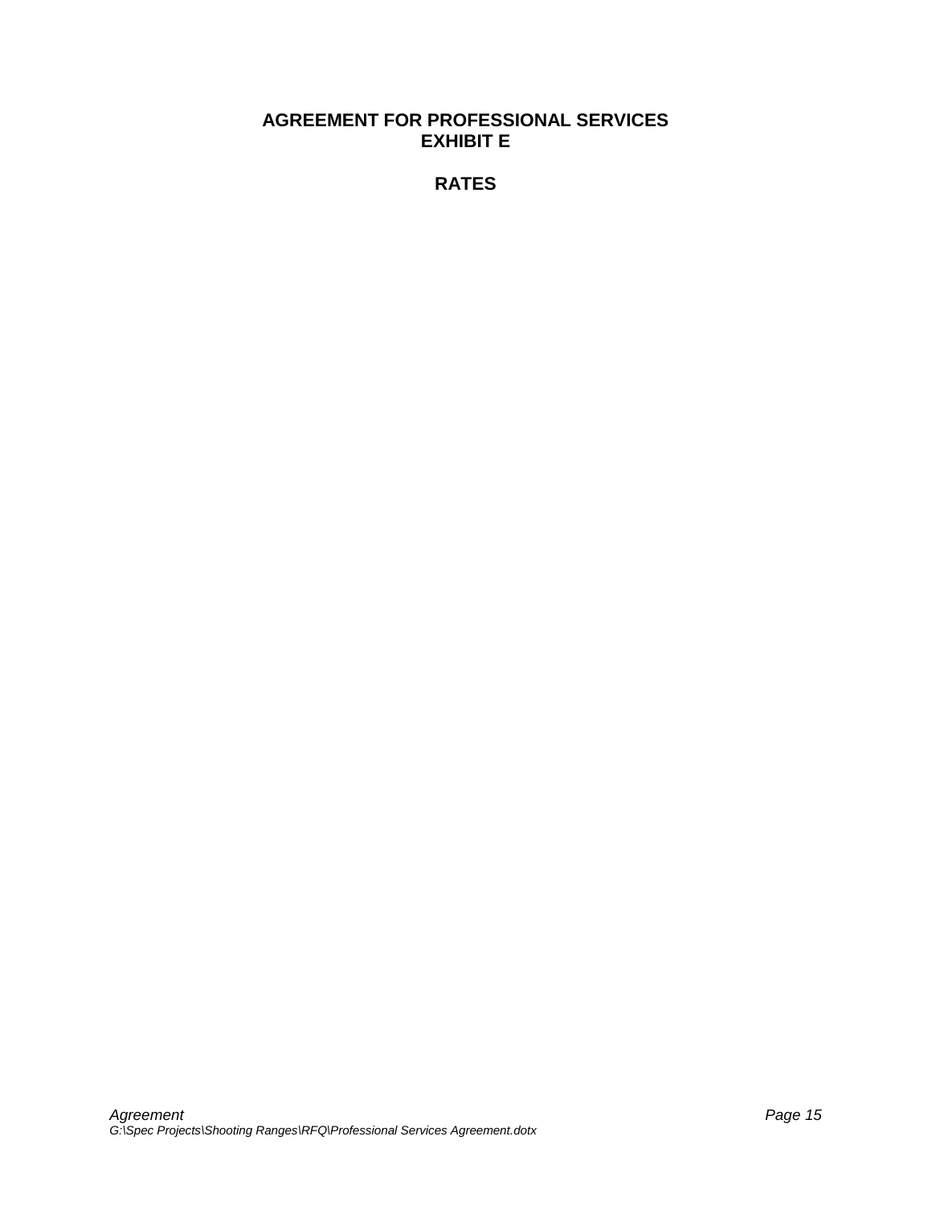# AGREEMENT FOR PROFESSIONAL SERVICES
# EXHIBIT E

## RATES